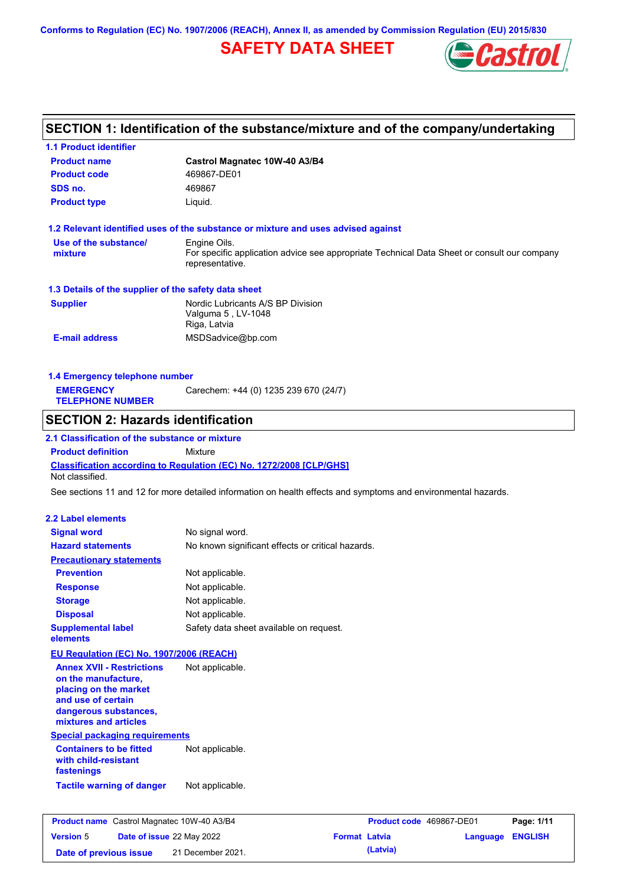Conforms to Regulation (EC) No. 1907/2006 (REACH), Annex II, as amended by Commission Regulation (EU) 2015/830

# SAFETY DATA SHEET

## SECTION 1: Identification of the substance/mixture and of the company/undertaking

### 1.1 Product identifier

| | |
|---|---|
| **Product name** | **Castrol Magnatec 10W-40 A3/B4** |
| **Product code** | 469867-DE01 |
| **SDS no.** | 469867 |
| **Product type** | Liquid. |

### 1.2 Relevant identified uses of the substance or mixture and uses advised against

| | |
|---|---|
| **Use of the substance/ mixture** | Engine Oils. For specific application advice see appropriate Technical Data Sheet or consult our company representative. |

### 1.3 Details of the supplier of the safety data sheet

| | |
|---|---|
| **Supplier** | Nordic Lubricants A/S BP Division<br>Valguma 5 , LV-1048<br>Riga, Latvia |
| **E-mail address** | MSDSadvice@bp.com |

### 1.4 Emergency telephone number

| | |
|---|---|
| **EMERGENCY TELEPHONE NUMBER** | Carechem: +44 (0) 1235 239 670 (24/7) |

## SECTION 2: Hazards identification

### 2.1 Classification of the substance or mixture

**Product definition** Mixture

**Classification according to Regulation (EC) No. 1272/2008 [CLP/GHS]**

Not classified.

See sections 11 and 12 for more detailed information on health effects and symptoms and environmental hazards.

### 2.2 Label elements

| | |
|---|---|
| **Signal word** | No signal word. |
| **Hazard statements** | No known significant effects or critical hazards. |
| **Precautionary statements** | |
| **Prevention** | Not applicable. |
| **Response** | Not applicable. |
| **Storage** | Not applicable. |
| **Disposal** | Not applicable. |
| **Supplemental label elements** | Safety data sheet available on request. |

**EU Regulation (EC) No. 1907/2006 (REACH)**

| | |
|---|---|
| **Annex XVII - Restrictions on the manufacture, placing on the market and use of certain dangerous substances, mixtures and articles** | Not applicable. |

**Special packaging requirements**

| | |
|---|---|
| **Containers to be fitted with child-resistant fastenings** | Not applicable. |
| **Tactile warning of danger** | Not applicable. |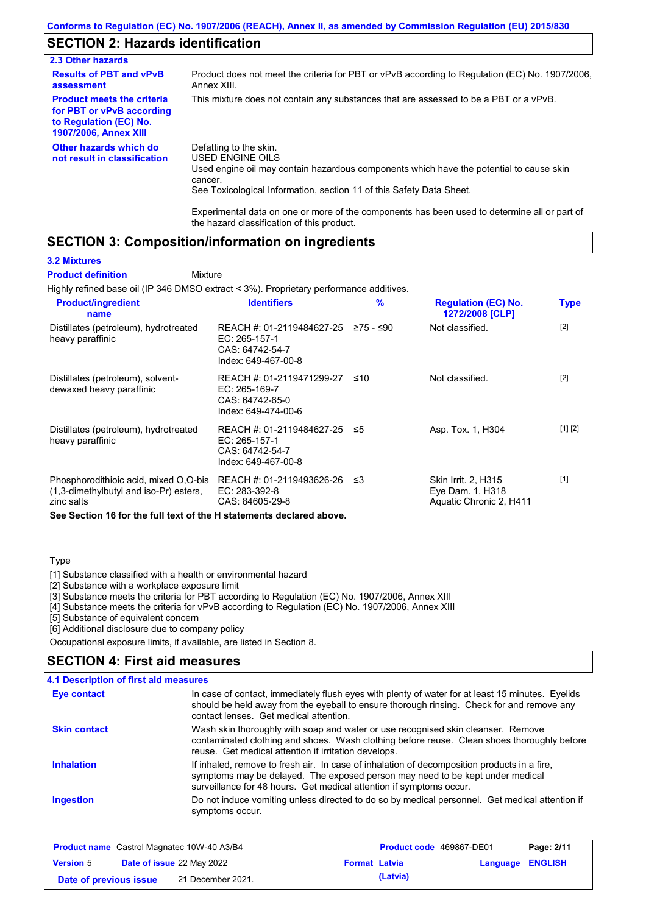Conforms to Regulation (EC) No. 1907/2006 (REACH), Annex II, as amended by Commission Regulation (EU) 2015/830

## SECTION 2: Hazards identification

### 2.3 Other hazards

| | |
|---|---|
| **Results of PBT and vPvB assessment** | Product does not meet the criteria for PBT or vPvB according to Regulation (EC) No. 1907/2006, Annex XIII. |
| **Product meets the criteria for PBT or vPvB according to Regulation (EC) No. 1907/2006, Annex XIII** | This mixture does not contain any substances that are assessed to be a PBT or a vPvB. |
| **Other hazards which do not result in classification** | Defatting to the skin.<br>USED ENGINE OILS<br>Used engine oil may contain hazardous components which have the potential to cause skin cancer.<br>See Toxicological Information, section 11 of this Safety Data Sheet. |

Experimental data on one or more of the components has been used to determine all or part of the hazard classification of this product.

## SECTION 3: Composition/information on ingredients

### 3.2 Mixtures

**Product definition** Mixture

Highly refined base oil (IP 346 DMSO extract < 3%). Proprietary performance additives.

| Product/ingredient name | Identifiers | % | Regulation (EC) No. 1272/2008 [CLP] | Type |
|---|---|---|---|---|
| Distillates (petroleum), hydrotreated heavy paraffinic | REACH #: 01-2119484627-25<br>EC: 265-157-1<br>CAS: 64742-54-7<br>Index: 649-467-00-8 | ≥75 - ≤90 | Not classified. | [2] |
| Distillates (petroleum), solvent-dewaxed heavy paraffinic | REACH #: 01-2119471299-27<br>EC: 265-169-7<br>CAS: 64742-65-0<br>Index: 649-474-00-6 | ≤10 | Not classified. | [2] |
| Distillates (petroleum), hydrotreated heavy paraffinic | REACH #: 01-2119484627-25<br>EC: 265-157-1<br>CAS: 64742-54-7<br>Index: 649-467-00-8 | ≤5 | Asp. Tox. 1, H304 | [1] [2] |
| Phosphorodithioic acid, mixed O,O-bis (1,3-dimethylbutyl and iso-Pr) esters, zinc salts | REACH #: 01-2119493626-26<br>EC: 283-392-8<br>CAS: 84605-29-8 | ≤3 | Skin Irrit. 2, H315<br>Eye Dam. 1, H318<br>Aquatic Chronic 2, H411 | [1] |

**See Section 16 for the full text of the H statements declared above.**

Type

[1] Substance classified with a health or environmental hazard
[2] Substance with a workplace exposure limit
[3] Substance meets the criteria for PBT according to Regulation (EC) No. 1907/2006, Annex XIII
[4] Substance meets the criteria for vPvB according to Regulation (EC) No. 1907/2006, Annex XIII
[5] Substance of equivalent concern
[6] Additional disclosure due to company policy

Occupational exposure limits, if available, are listed in Section 8.

## SECTION 4: First aid measures

### 4.1 Description of first aid measures

| | |
|---|---|
| **Eye contact** | In case of contact, immediately flush eyes with plenty of water for at least 15 minutes. Eyelids should be held away from the eyeball to ensure thorough rinsing. Check for and remove any contact lenses. Get medical attention. |
| **Skin contact** | Wash skin thoroughly with soap and water or use recognised skin cleanser. Remove contaminated clothing and shoes. Wash clothing before reuse. Clean shoes thoroughly before reuse. Get medical attention if irritation develops. |
| **Inhalation** | If inhaled, remove to fresh air. In case of inhalation of decomposition products in a fire, symptoms may be delayed. The exposed person may need to be kept under medical surveillance for 48 hours. Get medical attention if symptoms occur. |
| **Ingestion** | Do not induce vomiting unless directed to do so by medical personnel. Get medical attention if symptoms occur. |

| | | | |
|---|---|---|---|
| **Product name** Castrol Magnatec 10W-40 A3/B4 | | **Product code** 469867-DE01 | |
| **Version** 5 | **Date of issue** 22 May 2022 | **Format** Latvia (Latvia) | **Language** ENGLISH |
| **Date of previous issue** | 21 December 2021. | | |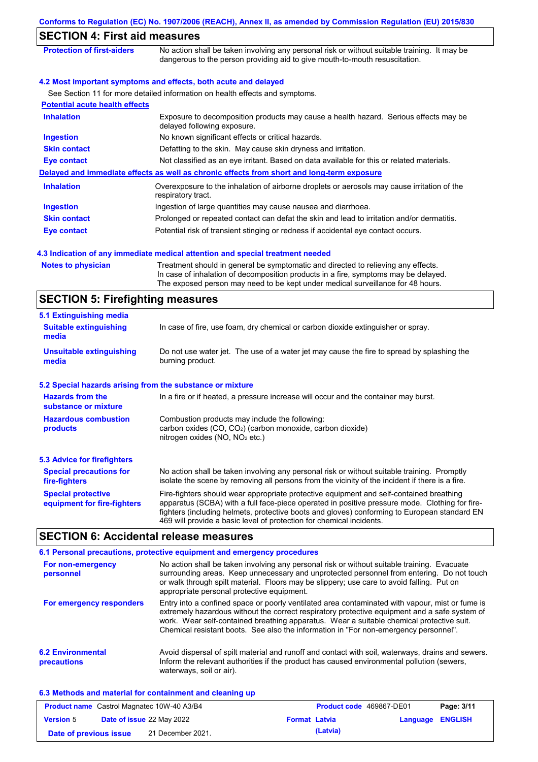## SECTION 4: First aid measures

**Protection of first-aiders** No action shall be taken involving any personal risk or without suitable training. It may be dangerous to the person providing aid to give mouth-to-mouth resuscitation.

### 4.2 Most important symptoms and effects, both acute and delayed

See Section 11 for more detailed information on health effects and symptoms.

**Potential acute health effects**

| | |
|---|---|
| **Inhalation** | Exposure to decomposition products may cause a health hazard. Serious effects may be delayed following exposure. |
| **Ingestion** | No known significant effects or critical hazards. |
| **Skin contact** | Defatting to the skin. May cause skin dryness and irritation. |
| **Eye contact** | Not classified as an eye irritant. Based on data available for this or related materials. |

**Delayed and immediate effects as well as chronic effects from short and long-term exposure**

| | |
|---|---|
| **Inhalation** | Overexposure to the inhalation of airborne droplets or aerosols may cause irritation of the respiratory tract. |
| **Ingestion** | Ingestion of large quantities may cause nausea and diarrhoea. |
| **Skin contact** | Prolonged or repeated contact can defat the skin and lead to irritation and/or dermatitis. |
| **Eye contact** | Potential risk of transient stinging or redness if accidental eye contact occurs. |

### 4.3 Indication of any immediate medical attention and special treatment needed

**Notes to physician** Treatment should in general be symptomatic and directed to relieving any effects. In case of inhalation of decomposition products in a fire, symptoms may be delayed. The exposed person may need to be kept under medical surveillance for 48 hours.

## SECTION 5: Firefighting measures

### 5.1 Extinguishing media

| | |
|---|---|
| **Suitable extinguishing media** | In case of fire, use foam, dry chemical or carbon dioxide extinguisher or spray. |
| **Unsuitable extinguishing media** | Do not use water jet. The use of a water jet may cause the fire to spread by splashing the burning product. |

### 5.2 Special hazards arising from the substance or mixture

| | |
|---|---|
| **Hazards from the substance or mixture** | In a fire or if heated, a pressure increase will occur and the container may burst. |
| **Hazardous combustion products** | Combustion products may include the following:<br>carbon oxides (CO, $CO_2$) (carbon monoxide, carbon dioxide)<br>nitrogen oxides (NO, $NO_2$ etc.) |

### 5.3 Advice for firefighters

| | |
|---|---|
| **Special precautions for fire-fighters** | No action shall be taken involving any personal risk or without suitable training. Promptly isolate the scene by removing all persons from the vicinity of the incident if there is a fire. |
| **Special protective equipment for fire-fighters** | Fire-fighters should wear appropriate protective equipment and self-contained breathing apparatus (SCBA) with a full face-piece operated in positive pressure mode. Clothing for fire-fighters (including helmets, protective boots and gloves) conforming to European standard EN 469 will provide a basic level of protection for chemical incidents. |

## SECTION 6: Accidental release measures

### 6.1 Personal precautions, protective equipment and emergency procedures

| | |
|---|---|
| **For non-emergency personnel** | No action shall be taken involving any personal risk or without suitable training. Evacuate surrounding areas. Keep unnecessary and unprotected personnel from entering. Do not touch or walk through spilt material. Floors may be slippery; use care to avoid falling. Put on appropriate personal protective equipment. |
| **For emergency responders** | Entry into a confined space or poorly ventilated area contaminated with vapour, mist or fume is extremely hazardous without the correct respiratory protective equipment and a safe system of work. Wear self-contained breathing apparatus. Wear a suitable chemical protective suit. Chemical resistant boots. See also the information in "For non-emergency personnel". |

**6.2 Environmental precautions** Avoid dispersal of spilt material and runoff and contact with soil, waterways, drains and sewers. Inform the relevant authorities if the product has caused environmental pollution (sewers, waterways, soil or air).

### 6.3 Methods and material for containment and cleaning up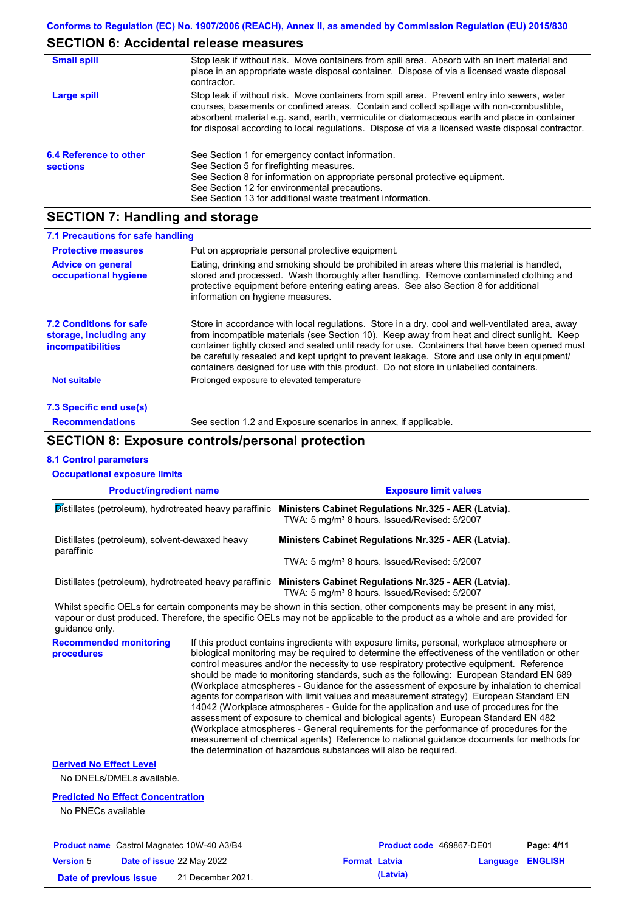## SECTION 6: Accidental release measures

**Small spill** Stop leak if without risk. Move containers from spill area. Absorb with an inert material and place in an appropriate waste disposal container. Dispose of via a licensed waste disposal contractor.

**Large spill** Stop leak if without risk. Move containers from spill area. Prevent entry into sewers, water courses, basements or confined areas. Contain and collect spillage with non-combustible, absorbent material e.g. sand, earth, vermiculite or diatomaceous earth and place in container for disposal according to local regulations. Dispose of via a licensed waste disposal contractor.

**6.4 Reference to other sections**
See Section 1 for emergency contact information.
See Section 5 for firefighting measures.
See Section 8 for information on appropriate personal protective equipment.
See Section 12 for environmental precautions.
See Section 13 for additional waste treatment information.

## SECTION 7: Handling and storage

### 7.1 Precautions for safe handling

**Protective measures** Put on appropriate personal protective equipment.

**Advice on general occupational hygiene** Eating, drinking and smoking should be prohibited in areas where this material is handled, stored and processed. Wash thoroughly after handling. Remove contaminated clothing and protective equipment before entering eating areas. See also Section 8 for additional information on hygiene measures.

**7.2 Conditions for safe storage, including any incompatibilities** Store in accordance with local regulations. Store in a dry, cool and well-ventilated area, away from incompatible materials (see Section 10). Keep away from heat and direct sunlight. Keep container tightly closed and sealed until ready for use. Containers that have been opened must be carefully resealed and kept upright to prevent leakage. Store and use only in equipment/ containers designed for use with this product. Do not store in unlabelled containers.

**Not suitable** Prolonged exposure to elevated temperature

### 7.3 Specific end use(s)

**Recommendations** See section 1.2 and Exposure scenarios in annex, if applicable.

## SECTION 8: Exposure controls/personal protection

### 8.1 Control parameters

**Occupational exposure limits**

| Product/ingredient name | Exposure limit values |
|---|---|
| Distillates (petroleum), hydrotreated heavy paraffinic | **Ministers Cabinet Regulations Nr.325 - AER (Latvia).** TWA: 5 mg/m³ 8 hours. Issued/Revised: 5/2007 |
| Distillates (petroleum), solvent-dewaxed heavy paraffinic | **Ministers Cabinet Regulations Nr.325 - AER (Latvia).** TWA: 5 mg/m³ 8 hours. Issued/Revised: 5/2007 |
| Distillates (petroleum), hydrotreated heavy paraffinic | **Ministers Cabinet Regulations Nr.325 - AER (Latvia).** TWA: 5 mg/m³ 8 hours. Issued/Revised: 5/2007 |

Whilst specific OELs for certain components may be shown in this section, other components may be present in any mist, vapour or dust produced. Therefore, the specific OELs may not be applicable to the product as a whole and are provided for guidance only.

**Recommended monitoring procedures** If this product contains ingredients with exposure limits, personal, workplace atmosphere or biological monitoring may be required to determine the effectiveness of the ventilation or other control measures and/or the necessity to use respiratory protective equipment. Reference should be made to monitoring standards, such as the following: European Standard EN 689 (Workplace atmospheres - Guidance for the assessment of exposure by inhalation to chemical agents for comparison with limit values and measurement strategy) European Standard EN 14042 (Workplace atmospheres - Guide for the application and use of procedures for the assessment of exposure to chemical and biological agents) European Standard EN 482 (Workplace atmospheres - General requirements for the performance of procedures for the measurement of chemical agents) Reference to national guidance documents for methods for the determination of hazardous substances will also be required.

**Derived No Effect Level**

No DNELs/DMELs available.

**Predicted No Effect Concentration**

No PNECs available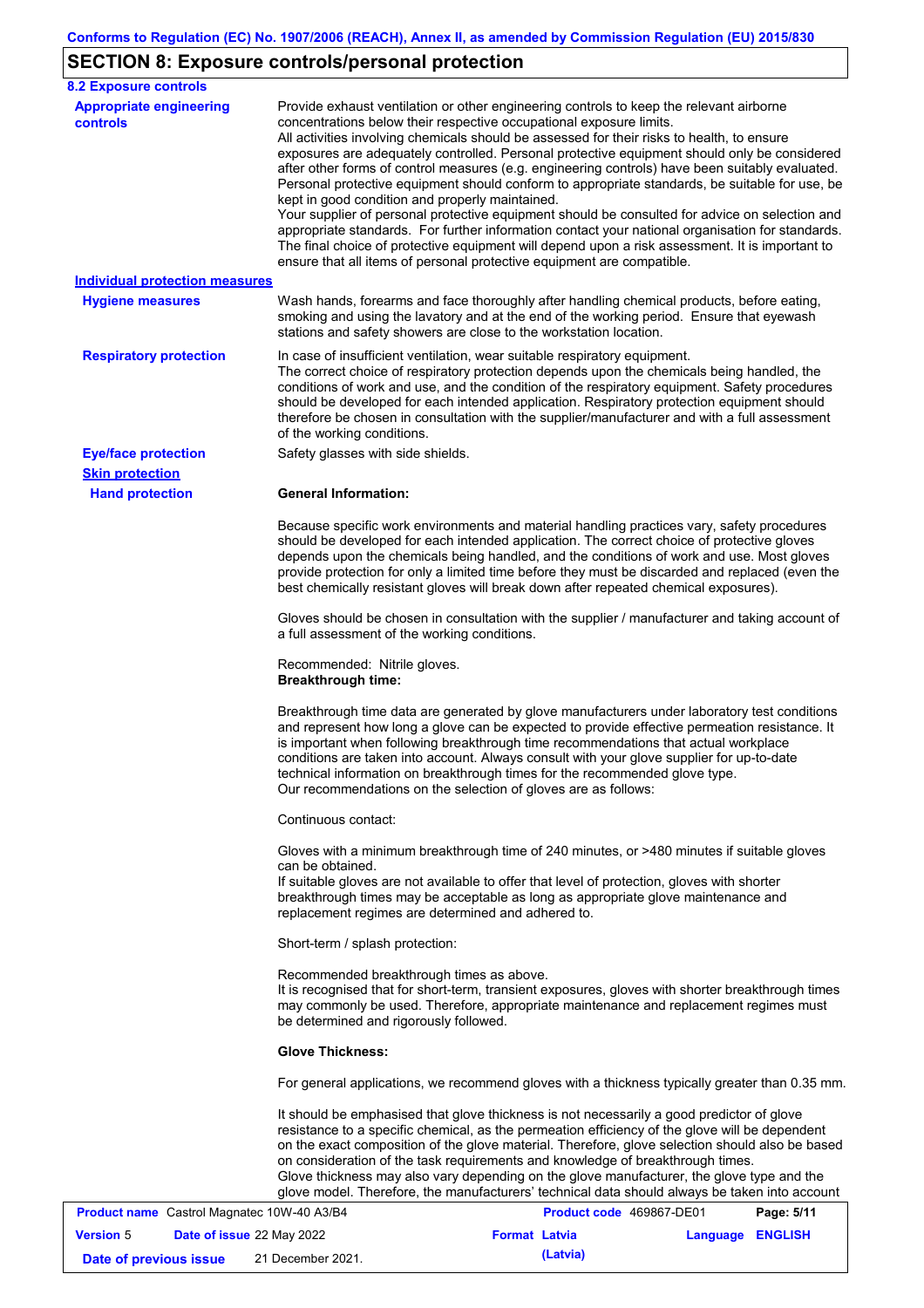## SECTION 8: Exposure controls/personal protection

### 8.2 Exposure controls

**Appropriate engineering controls**

Provide exhaust ventilation or other engineering controls to keep the relevant airborne concentrations below their respective occupational exposure limits.
All activities involving chemicals should be assessed for their risks to health, to ensure exposures are adequately controlled. Personal protective equipment should only be considered after other forms of control measures (e.g. engineering controls) have been suitably evaluated. Personal protective equipment should conform to appropriate standards, be suitable for use, be kept in good condition and properly maintained.
Your supplier of personal protective equipment should be consulted for advice on selection and appropriate standards. For further information contact your national organisation for standards. The final choice of protective equipment will depend upon a risk assessment. It is important to ensure that all items of personal protective equipment are compatible.

**Individual protection measures**

**Hygiene measures**

Wash hands, forearms and face thoroughly after handling chemical products, before eating, smoking and using the lavatory and at the end of the working period. Ensure that eyewash stations and safety showers are close to the workstation location.

**Respiratory protection**

In case of insufficient ventilation, wear suitable respiratory equipment.
The correct choice of respiratory protection depends upon the chemicals being handled, the conditions of work and use, and the condition of the respiratory equipment. Safety procedures should be developed for each intended application. Respiratory protection equipment should therefore be chosen in consultation with the supplier/manufacturer and with a full assessment of the working conditions.

**Eye/face protection**

Safety glasses with side shields.

**Skin protection**

**Hand protection**

**General Information:**

Because specific work environments and material handling practices vary, safety procedures should be developed for each intended application. The correct choice of protective gloves depends upon the chemicals being handled, and the conditions of work and use. Most gloves provide protection for only a limited time before they must be discarded and replaced (even the best chemically resistant gloves will break down after repeated chemical exposures).

Gloves should be chosen in consultation with the supplier / manufacturer and taking account of a full assessment of the working conditions.

Recommended: Nitrile gloves.
**Breakthrough time:**

Breakthrough time data are generated by glove manufacturers under laboratory test conditions and represent how long a glove can be expected to provide effective permeation resistance. It is important when following breakthrough time recommendations that actual workplace conditions are taken into account. Always consult with your glove supplier for up-to-date technical information on breakthrough times for the recommended glove type.
Our recommendations on the selection of gloves are as follows:

Continuous contact:

Gloves with a minimum breakthrough time of 240 minutes, or >480 minutes if suitable gloves can be obtained.
If suitable gloves are not available to offer that level of protection, gloves with shorter breakthrough times may be acceptable as long as appropriate glove maintenance and replacement regimes are determined and adhered to.

Short-term / splash protection:

Recommended breakthrough times as above.
It is recognised that for short-term, transient exposures, gloves with shorter breakthrough times may commonly be used. Therefore, appropriate maintenance and replacement regimes must be determined and rigorously followed.

**Glove Thickness:**

For general applications, we recommend gloves with a thickness typically greater than 0.35 mm.

It should be emphasised that glove thickness is not necessarily a good predictor of glove resistance to a specific chemical, as the permeation efficiency of the glove will be dependent on the exact composition of the glove material. Therefore, glove selection should also be based on consideration of the task requirements and knowledge of breakthrough times.
Glove thickness may also vary depending on the glove manufacturer, the glove type and the glove model. Therefore, the manufacturers' technical data should always be taken into account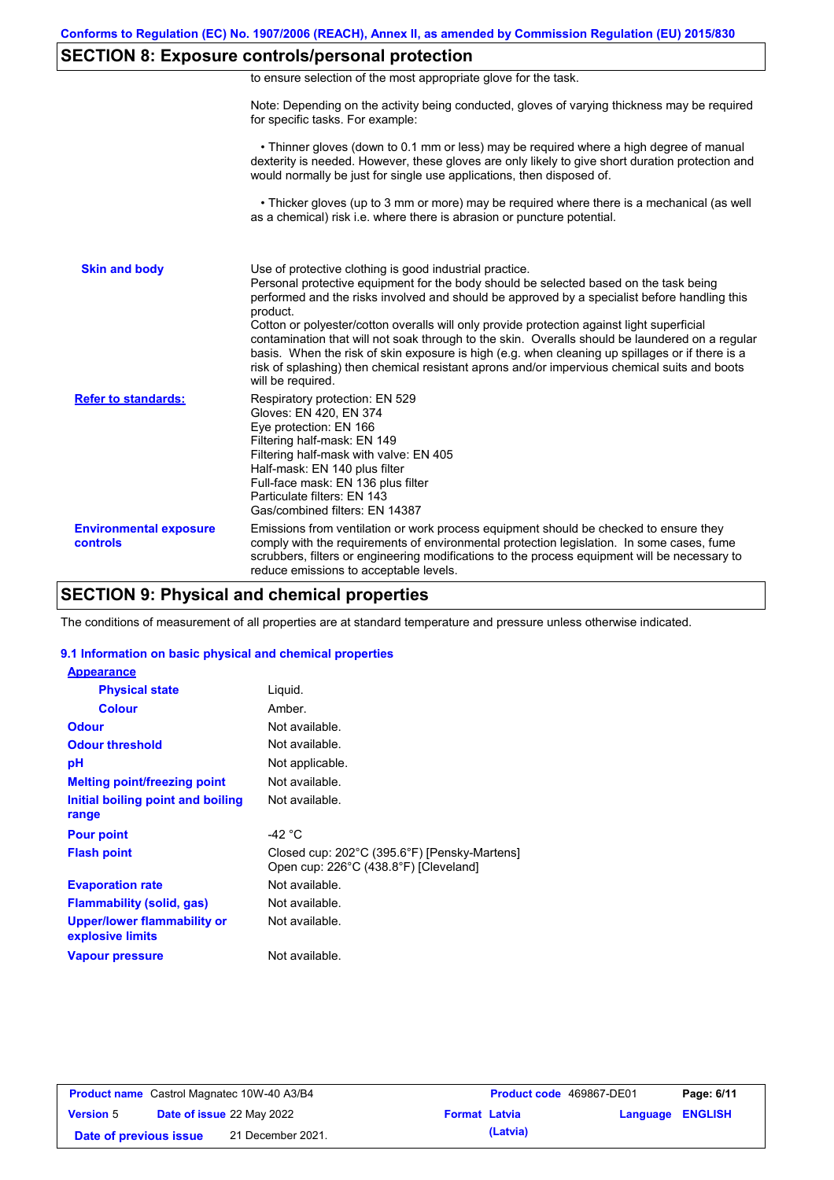## SECTION 8: Exposure controls/personal protection

to ensure selection of the most appropriate glove for the task.

Note: Depending on the activity being conducted, gloves of varying thickness may be required for specific tasks. For example:

• Thinner gloves (down to 0.1 mm or less) may be required where a high degree of manual dexterity is needed. However, these gloves are only likely to give short duration protection and would normally be just for single use applications, then disposed of.

• Thicker gloves (up to 3 mm or more) may be required where there is a mechanical (as well as a chemical) risk i.e. where there is abrasion or puncture potential.

**Skin and body**

Use of protective clothing is good industrial practice.
Personal protective equipment for the body should be selected based on the task being performed and the risks involved and should be approved by a specialist before handling this product.
Cotton or polyester/cotton overalls will only provide protection against light superficial contamination that will not soak through to the skin. Overalls should be laundered on a regular basis. When the risk of skin exposure is high (e.g. when cleaning up spillages or if there is a risk of splashing) then chemical resistant aprons and/or impervious chemical suits and boots will be required.

**Refer to standards:**

Respiratory protection: EN 529
Gloves: EN 420, EN 374
Eye protection: EN 166
Filtering half-mask: EN 149
Filtering half-mask with valve: EN 405
Half-mask: EN 140 plus filter
Full-face mask: EN 136 plus filter
Particulate filters: EN 143
Gas/combined filters: EN 14387

**Environmental exposure controls**

Emissions from ventilation or work process equipment should be checked to ensure they comply with the requirements of environmental protection legislation. In some cases, fume scrubbers, filters or engineering modifications to the process equipment will be necessary to reduce emissions to acceptable levels.

## SECTION 9: Physical and chemical properties

The conditions of measurement of all properties are at standard temperature and pressure unless otherwise indicated.

### 9.1 Information on basic physical and chemical properties

**Appearance**

| | |
|---|---|
| **Physical state** | Liquid. |
| **Colour** | Amber. |
| **Odour** | Not available. |
| **Odour threshold** | Not available. |
| **pH** | Not applicable. |
| **Melting point/freezing point** | Not available. |
| **Initial boiling point and boiling range** | Not available. |
| **Pour point** | -42 °C |
| **Flash point** | Closed cup: 202°C (395.6°F) [Pensky-Martens]<br>Open cup: 226°C (438.8°F) [Cleveland] |
| **Evaporation rate** | Not available. |
| **Flammability (solid, gas)** | Not available. |
| **Upper/lower flammability or explosive limits** | Not available. |
| **Vapour pressure** | Not available. |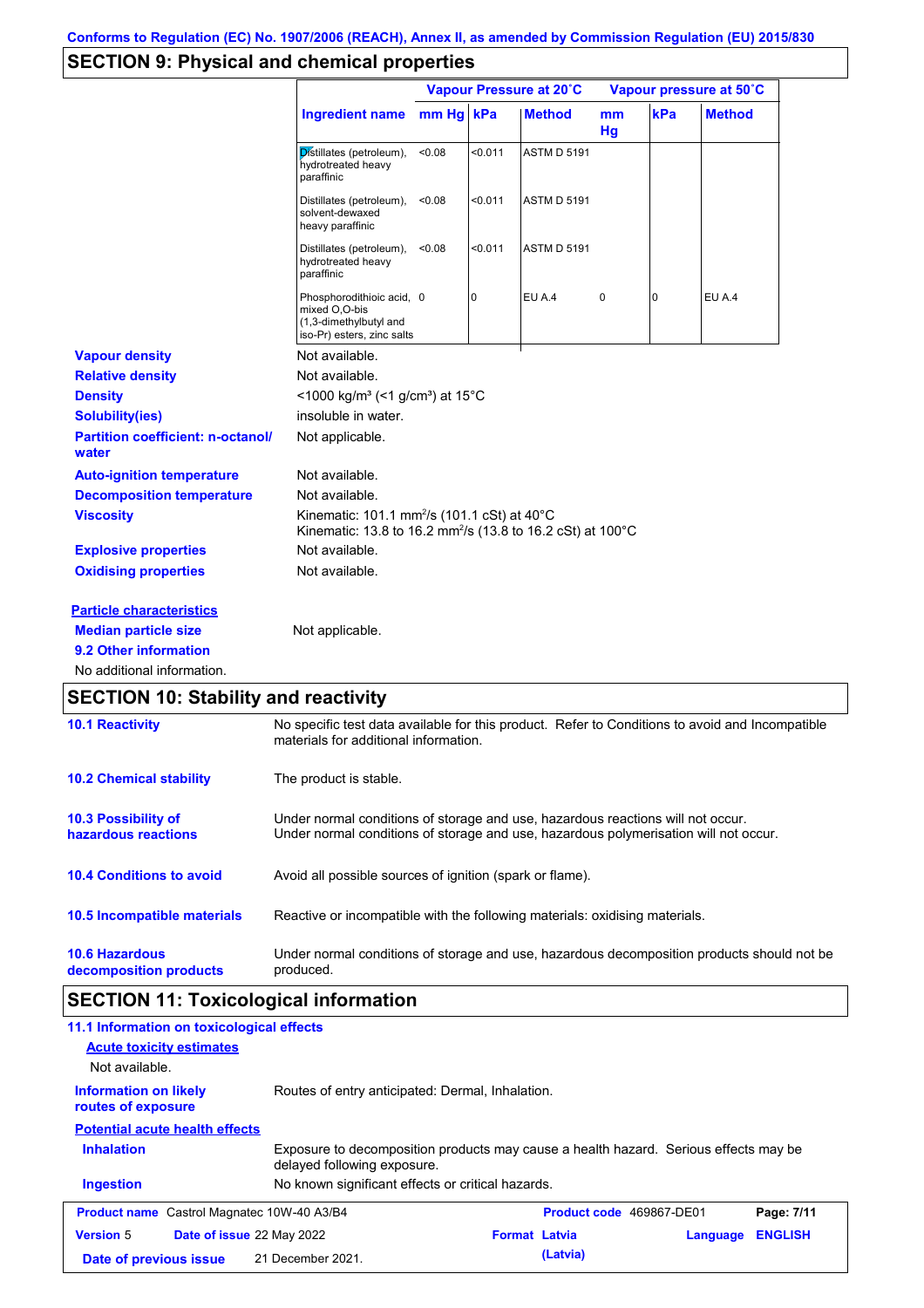Conforms to Regulation (EC) No. 1907/2006 (REACH), Annex II, as amended by Commission Regulation (EU) 2015/830

## SECTION 9: Physical and chemical properties

| | Vapour Pressure at 20˚C | | | Vapour pressure at 50˚C | | |
|---|---|---|---|---|---|---|
| Ingredient name | mm Hg | kPa | Method | mm Hg | kPa | Method |
| Distillates (petroleum), hydrotreated heavy paraffinic | <0.08 | <0.011 | ASTM D 5191 | | | |
| Distillates (petroleum), solvent-dewaxed heavy paraffinic | <0.08 | <0.011 | ASTM D 5191 | | | |
| Distillates (petroleum), hydrotreated heavy paraffinic | <0.08 | <0.011 | ASTM D 5191 | | | |
| Phosphorodithioic acid, mixed O,O-bis (1,3-dimethylbutyl and iso-Pr) esters, zinc salts | 0 | 0 | EU A.4 | 0 | 0 | EU A.4 |

**Vapour density** Not available.

**Relative density** Not available.

**Density** <1000 kg/m³ (<1 g/cm³) at 15°C

**Solubility(ies)** insoluble in water.

**Partition coefficient: n-octanol/water** Not applicable.

**Auto-ignition temperature** Not available.

**Decomposition temperature** Not available.

**Viscosity** Kinematic: 101.1 mm²/s (101.1 cSt) at 40°C
Kinematic: 13.8 to 16.2 mm²/s (13.8 to 16.2 cSt) at 100°C

**Explosive properties** Not available.

**Oxidising properties** Not available.

**Particle characteristics**

**Median particle size** Not applicable.

**9.2 Other information**

No additional information.

## SECTION 10: Stability and reactivity

**10.1 Reactivity** No specific test data available for this product. Refer to Conditions to avoid and Incompatible materials for additional information.

**10.2 Chemical stability** The product is stable.

**10.3 Possibility of hazardous reactions** Under normal conditions of storage and use, hazardous reactions will not occur.
Under normal conditions of storage and use, hazardous polymerisation will not occur.

**10.4 Conditions to avoid** Avoid all possible sources of ignition (spark or flame).

**10.5 Incompatible materials** Reactive or incompatible with the following materials: oxidising materials.

**10.6 Hazardous decomposition products** Under normal conditions of storage and use, hazardous decomposition products should not be produced.

## SECTION 11: Toxicological information

**11.1 Information on toxicological effects**

**Acute toxicity estimates**

Not available.

**Information on likely routes of exposure** Routes of entry anticipated: Dermal, Inhalation.

**Potential acute health effects**

**Inhalation** Exposure to decomposition products may cause a health hazard. Serious effects may be delayed following exposure.

**Ingestion** No known significant effects or critical hazards.

| Product name Castrol Magnatec 10W-40 A3/B4 | Product code 469867-DE01 | Page: 7/11 |
|---|---|---|
| Version 5 Date of issue 22 May 2022 | Format Latvia (Latvia) | Language ENGLISH |
| Date of previous issue 21 December 2021. | | |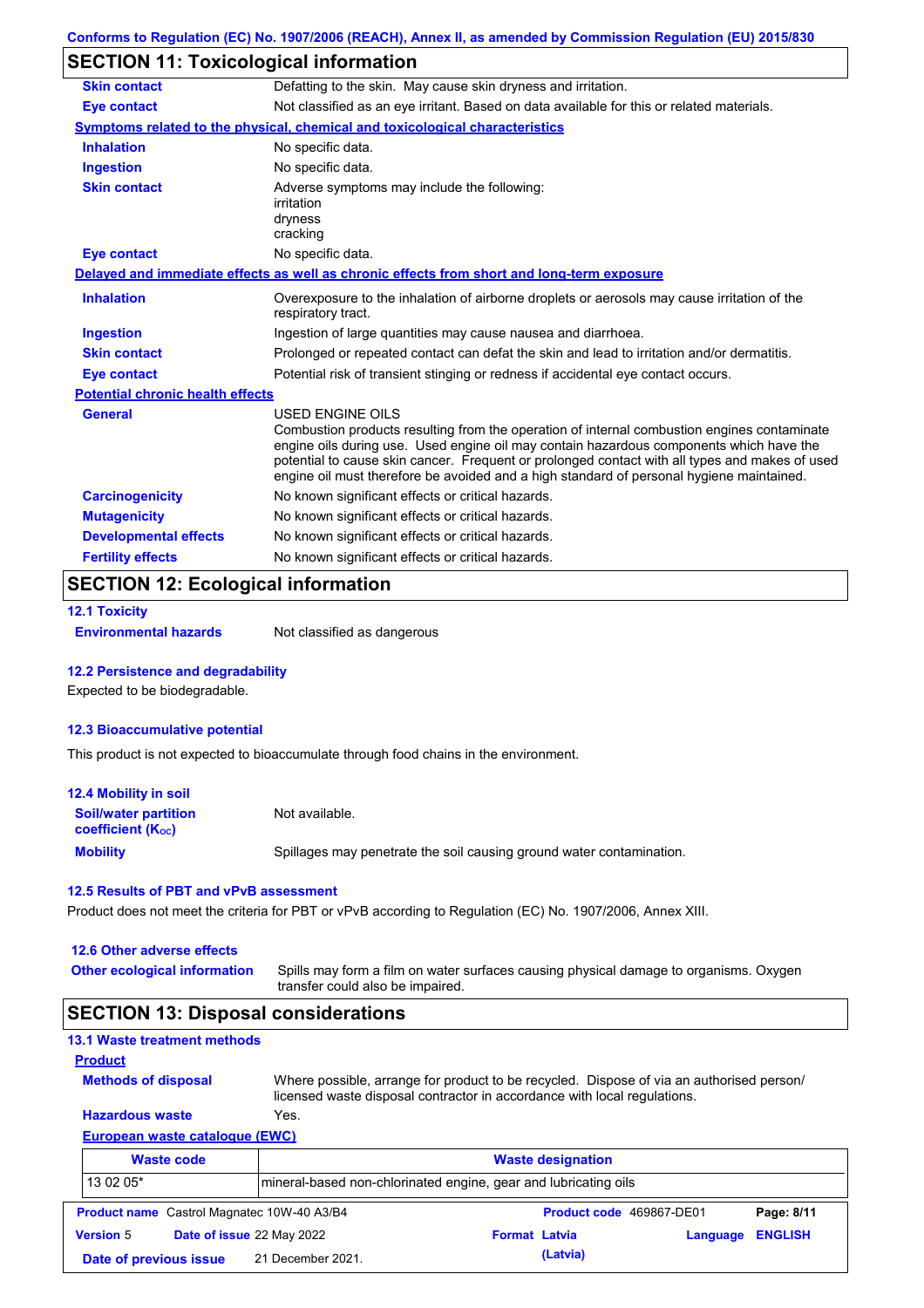## SECTION 11: Toxicological information

| | |
|---|---|
| **Skin contact** | Defatting to the skin. May cause skin dryness and irritation. |
| **Eye contact** | Not classified as an eye irritant. Based on data available for this or related materials. |

**Symptoms related to the physical, chemical and toxicological characteristics**

| | |
|---|---|
| **Inhalation** | No specific data. |
| **Ingestion** | No specific data. |
| **Skin contact** | Adverse symptoms may include the following:<br>irritation<br>dryness<br>cracking |
| **Eye contact** | No specific data. |

**Delayed and immediate effects as well as chronic effects from short and long-term exposure**

| | |
|---|---|
| **Inhalation** | Overexposure to the inhalation of airborne droplets or aerosols may cause irritation of the respiratory tract. |
| **Ingestion** | Ingestion of large quantities may cause nausea and diarrhoea. |
| **Skin contact** | Prolonged or repeated contact can defat the skin and lead to irritation and/or dermatitis. |
| **Eye contact** | Potential risk of transient stinging or redness if accidental eye contact occurs. |

**Potential chronic health effects**

| | |
|---|---|
| **General** | USED ENGINE OILS<br>Combustion products resulting from the operation of internal combustion engines contaminate engine oils during use. Used engine oil may contain hazardous components which have the potential to cause skin cancer. Frequent or prolonged contact with all types and makes of used engine oil must therefore be avoided and a high standard of personal hygiene maintained. |
| **Carcinogenicity** | No known significant effects or critical hazards. |
| **Mutagenicity** | No known significant effects or critical hazards. |
| **Developmental effects** | No known significant effects or critical hazards. |
| **Fertility effects** | No known significant effects or critical hazards. |

## SECTION 12: Ecological information

### 12.1 Toxicity

**Environmental hazards** Not classified as dangerous

### 12.2 Persistence and degradability

Expected to be biodegradable.

### 12.3 Bioaccumulative potential

This product is not expected to bioaccumulate through food chains in the environment.

### 12.4 Mobility in soil

| | |
|---|---|
| **Soil/water partition coefficient ($K_{OC}$)** | Not available. |
| **Mobility** | Spillages may penetrate the soil causing ground water contamination. |

### 12.5 Results of PBT and vPvB assessment

Product does not meet the criteria for PBT or vPvB according to Regulation (EC) No. 1907/2006, Annex XIII.

### 12.6 Other adverse effects

**Other ecological information** Spills may form a film on water surfaces causing physical damage to organisms. Oxygen transfer could also be impaired.

## SECTION 13: Disposal considerations

### 13.1 Waste treatment methods

**Product**

| | |
|---|---|
| **Methods of disposal** | Where possible, arrange for product to be recycled. Dispose of via an authorised person/ licensed waste disposal contractor in accordance with local regulations. |
| **Hazardous waste** | Yes. |

**European waste catalogue (EWC)**

| Waste code | Waste designation |
|---|---|
| 13 02 05* | mineral-based non-chlorinated engine, gear and lubricating oils |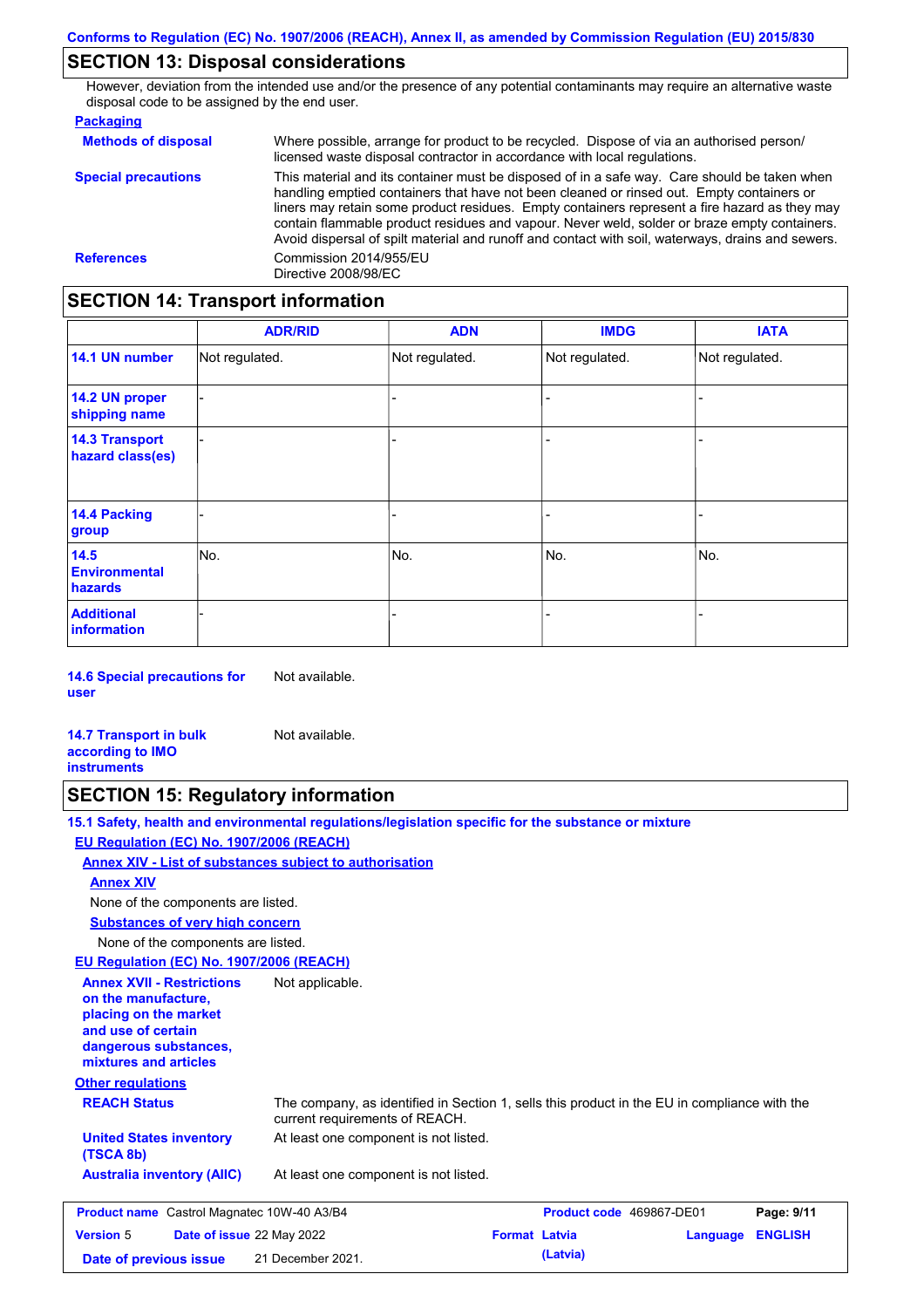## SECTION 13: Disposal considerations

However, deviation from the intended use and/or the presence of any potential contaminants may require an alternative waste disposal code to be assigned by the end user.

**Packaging**

**Methods of disposal** — Where possible, arrange for product to be recycled. Dispose of via an authorised person/ licensed waste disposal contractor in accordance with local regulations.

**Special precautions** — This material and its container must be disposed of in a safe way. Care should be taken when handling emptied containers that have not been cleaned or rinsed out. Empty containers or liners may retain some product residues. Empty containers represent a fire hazard as they may contain flammable product residues and vapour. Never weld, solder or braze empty containers. Avoid dispersal of spilt material and runoff and contact with soil, waterways, drains and sewers.

**References** — Commission 2014/955/EU
Directive 2008/98/EC

## SECTION 14: Transport information

| | ADR/RID | ADN | IMDG | IATA |
|---|---|---|---|---|
| 14.1 UN number | Not regulated. | Not regulated. | Not regulated. | Not regulated. |
| 14.2 UN proper shipping name | - | - | - | - |
| 14.3 Transport hazard class(es) | - | - | - | - |
| 14.4 Packing group | - | - | - | - |
| 14.5 Environmental hazards | No. | No. | No. | No. |
| Additional information | - | - | - | - |

**14.6 Special precautions for user** — Not available.

**14.7 Transport in bulk according to IMO instruments** — Not available.

## SECTION 15: Regulatory information

**15.1 Safety, health and environmental regulations/legislation specific for the substance or mixture**

**EU Regulation (EC) No. 1907/2006 (REACH)**

**Annex XIV - List of substances subject to authorisation**

**Annex XIV**

None of the components are listed.

**Substances of very high concern**

None of the components are listed.

**EU Regulation (EC) No. 1907/2006 (REACH)**

**Annex XVII - Restrictions on the manufacture, placing on the market and use of certain dangerous substances, mixtures and articles** — Not applicable.

**Other regulations**

**REACH Status** — The company, as identified in Section 1, sells this product in the EU in compliance with the current requirements of REACH.

**United States inventory (TSCA 8b)** — At least one component is not listed.

**Australia inventory (AIIC)** — At least one component is not listed.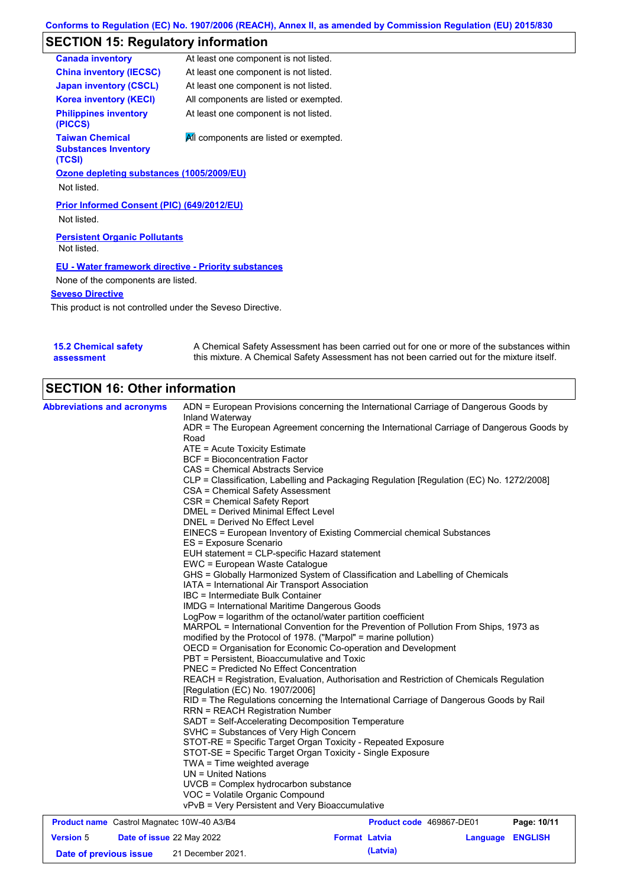Conforms to Regulation (EC) No. 1907/2006 (REACH), Annex II, as amended by Commission Regulation (EU) 2015/830

## SECTION 15: Regulatory information

| | |
|---|---|
| **Canada inventory** | At least one component is not listed. |
| **China inventory (IECSC)** | At least one component is not listed. |
| **Japan inventory (CSCL)** | At least one component is not listed. |
| **Korea inventory (KECI)** | All components are listed or exempted. |
| **Philippines inventory (PICCS)** | At least one component is not listed. |
| **Taiwan Chemical Substances Inventory (TCSI)** | All components are listed or exempted. |

**Ozone depleting substances (1005/2009/EU)**

Not listed.

**Prior Informed Consent (PIC) (649/2012/EU)**

Not listed.

**Persistent Organic Pollutants**

Not listed.

**EU - Water framework directive - Priority substances**

None of the components are listed.

**Seveso Directive**

This product is not controlled under the Seveso Directive.

**15.2 Chemical safety assessment**

A Chemical Safety Assessment has been carried out for one or more of the substances within this mixture. A Chemical Safety Assessment has not been carried out for the mixture itself.

## SECTION 16: Other information

**Abbreviations and acronyms**

ADN = European Provisions concerning the International Carriage of Dangerous Goods by Inland Waterway
ADR = The European Agreement concerning the International Carriage of Dangerous Goods by Road
ATE = Acute Toxicity Estimate
BCF = Bioconcentration Factor
CAS = Chemical Abstracts Service
CLP = Classification, Labelling and Packaging Regulation [Regulation (EC) No. 1272/2008]
CSA = Chemical Safety Assessment
CSR = Chemical Safety Report
DMEL = Derived Minimal Effect Level
DNEL = Derived No Effect Level
EINECS = European Inventory of Existing Commercial chemical Substances
ES = Exposure Scenario
EUH statement = CLP-specific Hazard statement
EWC = European Waste Catalogue
GHS = Globally Harmonized System of Classification and Labelling of Chemicals
IATA = International Air Transport Association
IBC = Intermediate Bulk Container
IMDG = International Maritime Dangerous Goods
LogPow = logarithm of the octanol/water partition coefficient
MARPOL = International Convention for the Prevention of Pollution From Ships, 1973 as modified by the Protocol of 1978. ("Marpol" = marine pollution)
OECD = Organisation for Economic Co-operation and Development
PBT = Persistent, Bioaccumulative and Toxic
PNEC = Predicted No Effect Concentration
REACH = Registration, Evaluation, Authorisation and Restriction of Chemicals Regulation [Regulation (EC) No. 1907/2006]
RID = The Regulations concerning the International Carriage of Dangerous Goods by Rail
RRN = REACH Registration Number
SADT = Self-Accelerating Decomposition Temperature
SVHC = Substances of Very High Concern
STOT-RE = Specific Target Organ Toxicity - Repeated Exposure
STOT-SE = Specific Target Organ Toxicity - Single Exposure
TWA = Time weighted average
UN = United Nations
UVCB = Complex hydrocarbon substance
VOC = Volatile Organic Compound
vPvB = Very Persistent and Very Bioaccumulative

| | | | |
|---|---|---|---|
| **Product name** Castrol Magnatec 10W-40 A3/B4 | | **Product code** 469867-DE01 | |
| **Version** 5 | **Date of issue** 22 May 2022 | **Format** Latvia (Latvia) | **Language** ENGLISH |
| **Date of previous issue** | 21 December 2021. | | |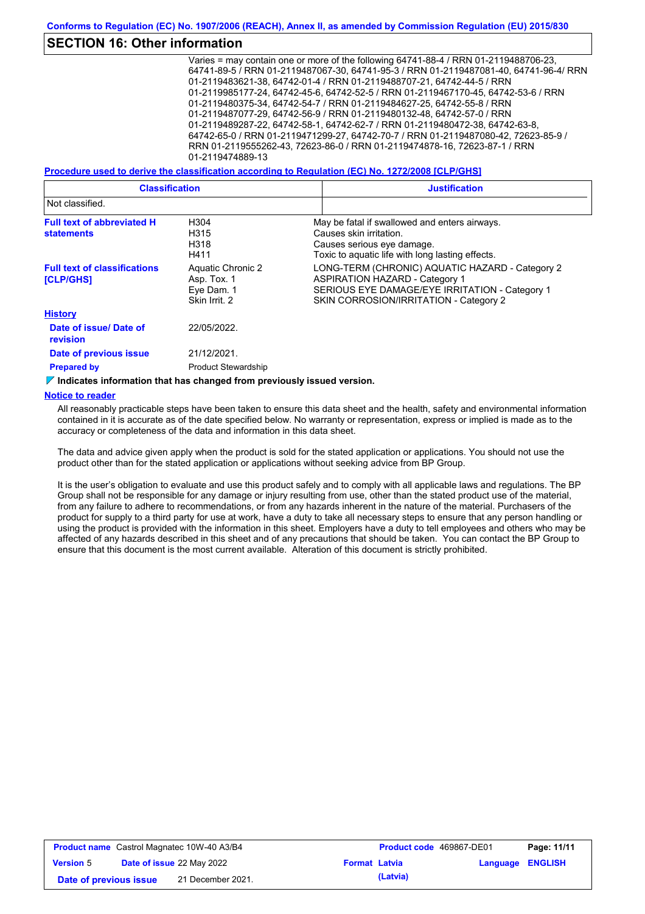## SECTION 16: Other information

Varies = may contain one or more of the following 64741-88-4 / RRN 01-2119488706-23, 64741-89-5 / RRN 01-2119487067-30, 64741-95-3 / RRN 01-2119487081-40, 64741-96-4/ RRN 01-2119483621-38, 64742-01-4 / RRN 01-2119488707-21, 64742-44-5 / RRN 01-2119985177-24, 64742-45-6, 64742-52-5 / RRN 01-2119467170-45, 64742-53-6 / RRN 01-2119480375-34, 64742-54-7 / RRN 01-2119484627-25, 64742-55-8 / RRN 01-2119487077-29, 64742-56-9 / RRN 01-2119480132-48, 64742-57-0 / RRN 01-2119489287-22, 64742-58-1, 64742-62-7 / RRN 01-2119480472-38, 64742-63-8, 64742-65-0 / RRN 01-2119471299-27, 64742-70-7 / RRN 01-2119487080-42, 72623-85-9 / RRN 01-2119555262-43, 72623-86-0 / RRN 01-2119474878-16, 72623-87-1 / RRN 01-2119474889-13

**Procedure used to derive the classification according to Regulation (EC) No. 1272/2008 [CLP/GHS]**

| Classification | Justification |
|---|---|
| Not classified. | |

**Full text of abbreviated H statements**

| | | |
|---|---|---|
| H304 | May be fatal if swallowed and enters airways. |
| H315 | Causes skin irritation. |
| H318 | Causes serious eye damage. |
| H411 | Toxic to aquatic life with long lasting effects. |

**Full text of classifications [CLP/GHS]**

| | |
|---|---|
| Aquatic Chronic 2 | LONG-TERM (CHRONIC) AQUATIC HAZARD - Category 2 |
| Asp. Tox. 1 | ASPIRATION HAZARD - Category 1 |
| Eye Dam. 1 | SERIOUS EYE DAMAGE/EYE IRRITATION - Category 1 |
| Skin Irrit. 2 | SKIN CORROSION/IRRITATION - Category 2 |

**History**

**Date of issue/ Date of revision** 22/05/2022.

**Date of previous issue** 21/12/2021.

**Prepared by** Product Stewardship

**Indicates information that has changed from previously issued version.**

**Notice to reader**

All reasonably practicable steps have been taken to ensure this data sheet and the health, safety and environmental information contained in it is accurate as of the date specified below. No warranty or representation, express or implied is made as to the accuracy or completeness of the data and information in this data sheet.

The data and advice given apply when the product is sold for the stated application or applications. You should not use the product other than for the stated application or applications without seeking advice from BP Group.

It is the user's obligation to evaluate and use this product safely and to comply with all applicable laws and regulations. The BP Group shall not be responsible for any damage or injury resulting from use, other than the stated product use of the material, from any failure to adhere to recommendations, or from any hazards inherent in the nature of the material. Purchasers of the product for supply to a third party for use at work, have a duty to take all necessary steps to ensure that any person handling or using the product is provided with the information in this sheet. Employers have a duty to tell employees and others who may be affected of any hazards described in this sheet and of any precautions that should be taken. You can contact the BP Group to ensure that this document is the most current available. Alteration of this document is strictly prohibited.